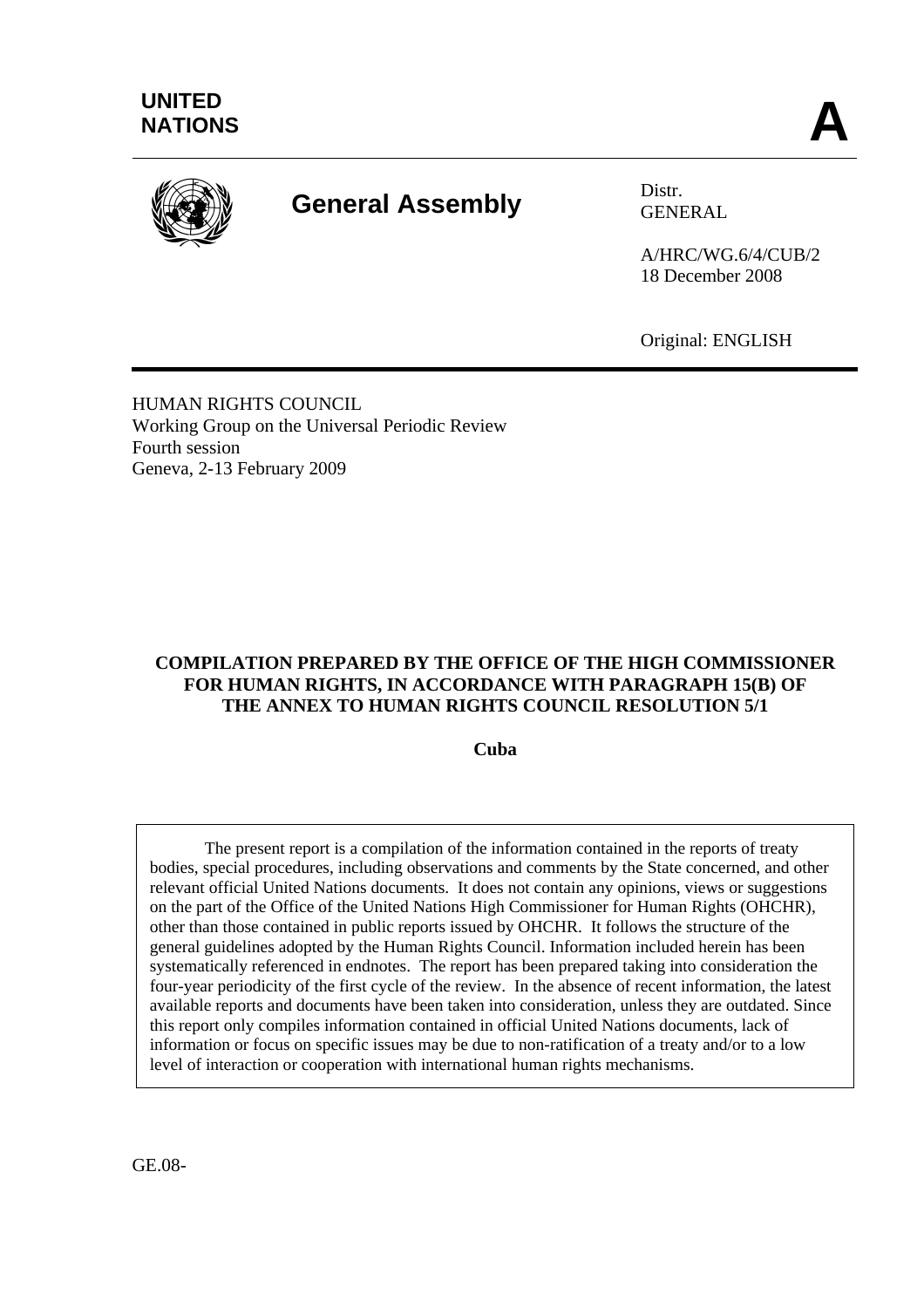UNITED NATIONS

**A**

# General Assembly

Distr.
GENERAL

A/HRC/WG.6/4/CUB/2
18 December 2008

Original: ENGLISH

HUMAN RIGHTS COUNCIL
Working Group on the Universal Periodic Review
Fourth session
Geneva, 2-13 February 2009

**COMPILATION PREPARED BY THE OFFICE OF THE HIGH COMMISSIONER FOR HUMAN RIGHTS, IN ACCORDANCE WITH PARAGRAPH 15(B) OF THE ANNEX TO HUMAN RIGHTS COUNCIL RESOLUTION 5/1**

**Cuba**

The present report is a compilation of the information contained in the reports of treaty bodies, special procedures, including observations and comments by the State concerned, and other relevant official United Nations documents. It does not contain any opinions, views or suggestions on the part of the Office of the United Nations High Commissioner for Human Rights (OHCHR), other than those contained in public reports issued by OHCHR. It follows the structure of the general guidelines adopted by the Human Rights Council. Information included herein has been systematically referenced in endnotes. The report has been prepared taking into consideration the four-year periodicity of the first cycle of the review. In the absence of recent information, the latest available reports and documents have been taken into consideration, unless they are outdated. Since this report only compiles information contained in official United Nations documents, lack of information or focus on specific issues may be due to non-ratification of a treaty and/or to a low level of interaction or cooperation with international human rights mechanisms.

GE.08-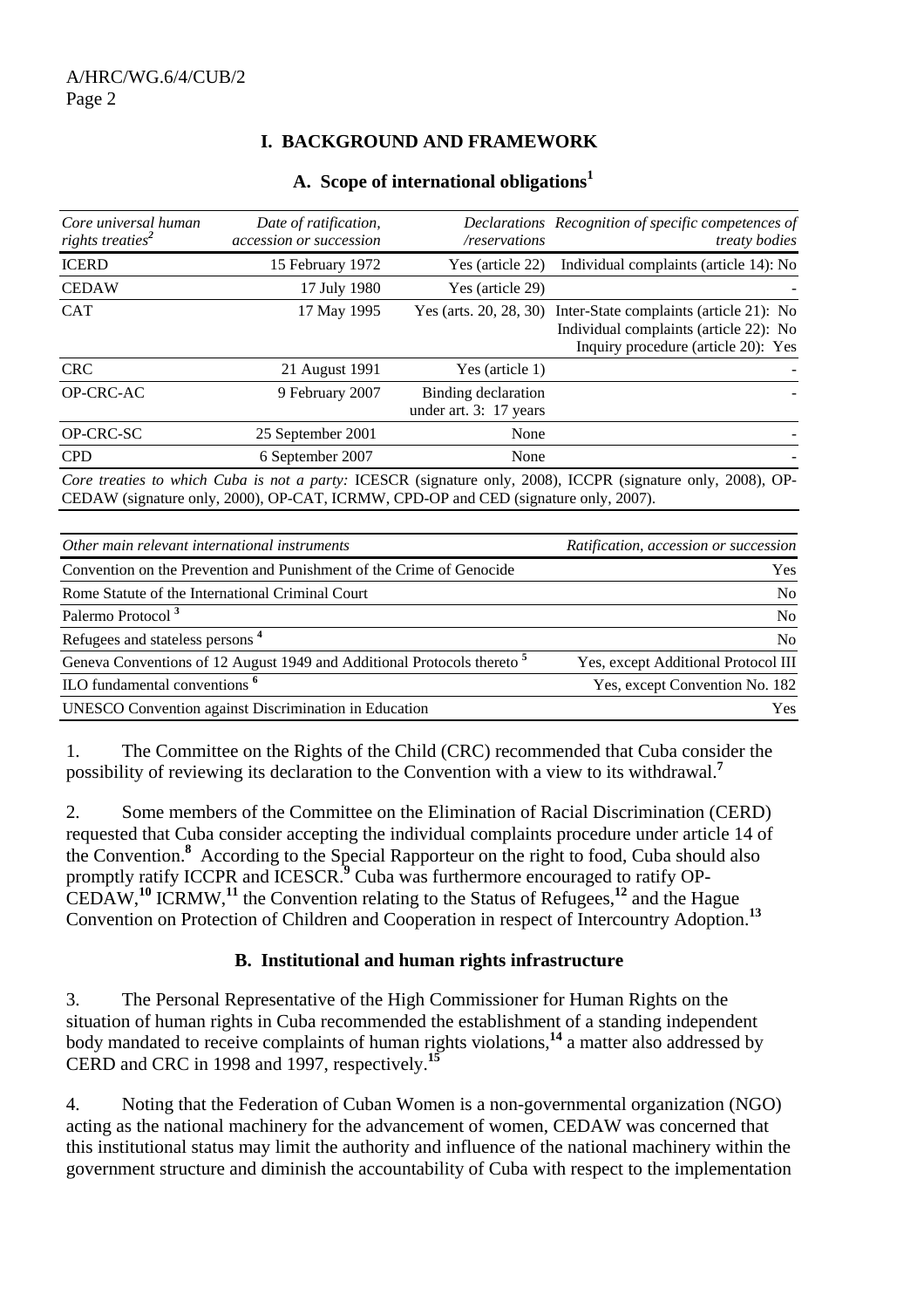# I. BACKGROUND AND FRAMEWORK

## A. Scope of international obligations[1]

| *Core universal human rights treaties*[2] | *Date of ratification, accession or succession* | *Declarations /reservations* | *Recognition of specific competences of treaty bodies* |
|---|---|---|---|
| ICERD | 15 February 1972 | Yes (article 22) | Individual complaints (article 14): No |
| CEDAW | 17 July 1980 | Yes (article 29) | - |
| CAT | 17 May 1995 | Yes (arts. 20, 28, 30) | Inter-State complaints (article 21): No<br>Individual complaints (article 22): No<br>Inquiry procedure (article 20): Yes |
| CRC | 21 August 1991 | Yes (article 1) | - |
| OP-CRC-AC | 9 February 2007 | Binding declaration under art. 3: 17 years | - |
| OP-CRC-SC | 25 September 2001 | None | - |
| CPD | 6 September 2007 | None | - |

*Core treaties to which Cuba is not a party:* ICESCR (signature only, 2008), ICCPR (signature only, 2008), OP-CEDAW (signature only, 2000), OP-CAT, ICRMW, CPD-OP and CED (signature only, 2007).

| *Other main relevant international instruments* | *Ratification, accession or succession* |
|---|---|
| Convention on the Prevention and Punishment of the Crime of Genocide | Yes |
| Rome Statute of the International Criminal Court | No |
| Palermo Protocol [3] | No |
| Refugees and stateless persons [4] | No |
| Geneva Conventions of 12 August 1949 and Additional Protocols thereto [5] | Yes, except Additional Protocol III |
| ILO fundamental conventions [6] | Yes, except Convention No. 182 |
| UNESCO Convention against Discrimination in Education | Yes |

1. The Committee on the Rights of the Child (CRC) recommended that Cuba consider the possibility of reviewing its declaration to the Convention with a view to its withdrawal.[7]

2. Some members of the Committee on the Elimination of Racial Discrimination (CERD) requested that Cuba consider accepting the individual complaints procedure under article 14 of the Convention.[8] According to the Special Rapporteur on the right to food, Cuba should also promptly ratify ICCPR and ICESCR.[9] Cuba was furthermore encouraged to ratify OP-CEDAW,[10] ICRMW,[11] the Convention relating to the Status of Refugees,[12] and the Hague Convention on Protection of Children and Cooperation in respect of Intercountry Adoption.[13]

## B. Institutional and human rights infrastructure

3. The Personal Representative of the High Commissioner for Human Rights on the situation of human rights in Cuba recommended the establishment of a standing independent body mandated to receive complaints of human rights violations,[14] a matter also addressed by CERD and CRC in 1998 and 1997, respectively.[15]

4. Noting that the Federation of Cuban Women is a non-governmental organization (NGO) acting as the national machinery for the advancement of women, CEDAW was concerned that this institutional status may limit the authority and influence of the national machinery within the government structure and diminish the accountability of Cuba with respect to the implementation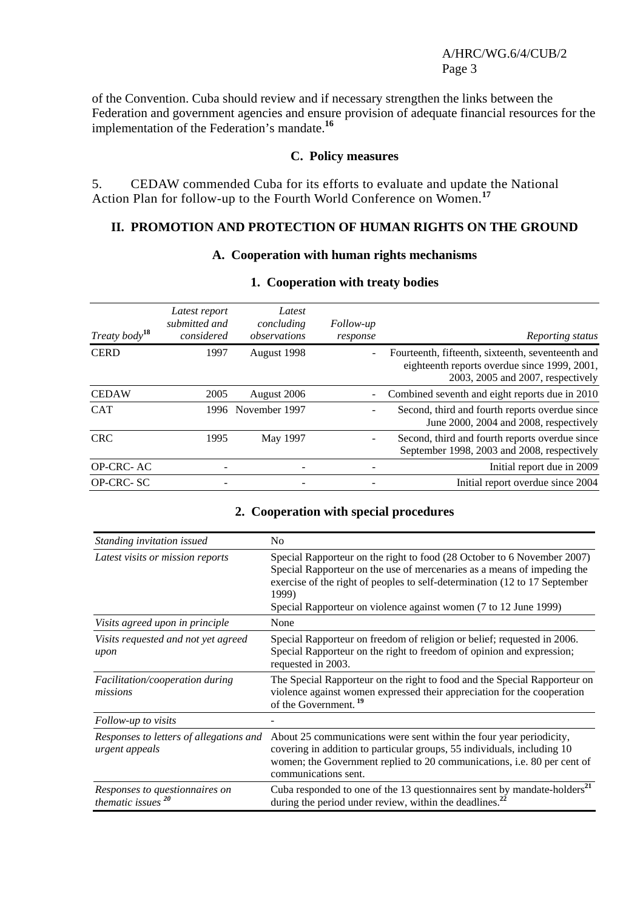of the Convention. Cuba should review and if necessary strengthen the links between the Federation and government agencies and ensure provision of adequate financial resources for the implementation of the Federation's mandate.[16]

### C. Policy measures

5. CEDAW commended Cuba for its efforts to evaluate and update the National Action Plan for follow-up to the Fourth World Conference on Women.[17]

## II. PROMOTION AND PROTECTION OF HUMAN RIGHTS ON THE GROUND

### A. Cooperation with human rights mechanisms

#### 1. Cooperation with treaty bodies

| *Treaty body*[18] | *Latest report submitted and considered* | *Latest concluding observations* | *Follow-up response* | *Reporting status* |
|---|---|---|---|---|
| CERD | 1997 | August 1998 | - | Fourteenth, fifteenth, sixteenth, seventeenth and eighteenth reports overdue since 1999, 2001, 2003, 2005 and 2007, respectively |
| CEDAW | 2005 | August 2006 | - | Combined seventh and eight reports due in 2010 |
| CAT | 1996 | November 1997 | - | Second, third and fourth reports overdue since June 2000, 2004 and 2008, respectively |
| CRC | 1995 | May 1997 | - | Second, third and fourth reports overdue since September 1998, 2003 and 2008, respectively |
| OP-CRC- AC | - | - | - | Initial report due in 2009 |
| OP-CRC- SC | - | - | - | Initial report overdue since 2004 |

#### 2. Cooperation with special procedures

| | |
|---|---|
| *Standing invitation issued* | No |
| *Latest visits or mission reports* | Special Rapporteur on the right to food (28 October to 6 November 2007)<br>Special Rapporteur on the use of mercenaries as a means of impeding the exercise of the right of peoples to self-determination (12 to 17 September 1999)<br>Special Rapporteur on violence against women (7 to 12 June 1999) |
| *Visits agreed upon in principle* | None |
| *Visits requested and not yet agreed upon* | Special Rapporteur on freedom of religion or belief; requested in 2006.<br>Special Rapporteur on the right to freedom of opinion and expression; requested in 2003. |
| *Facilitation/cooperation during missions* | The Special Rapporteur on the right to food and the Special Rapporteur on violence against women expressed their appreciation for the cooperation of the Government.[19] |
| *Follow-up to visits* | - |
| *Responses to letters of allegations and urgent appeals* | About 25 communications were sent within the four year periodicity, covering in addition to particular groups, 55 individuals, including 10 women; the Government replied to 20 communications, i.e. 80 per cent of communications sent. |
| *Responses to questionnaires on thematic issues*[20] | Cuba responded to one of the 13 questionnaires sent by mandate-holders[21] during the period under review, within the deadlines.[22] |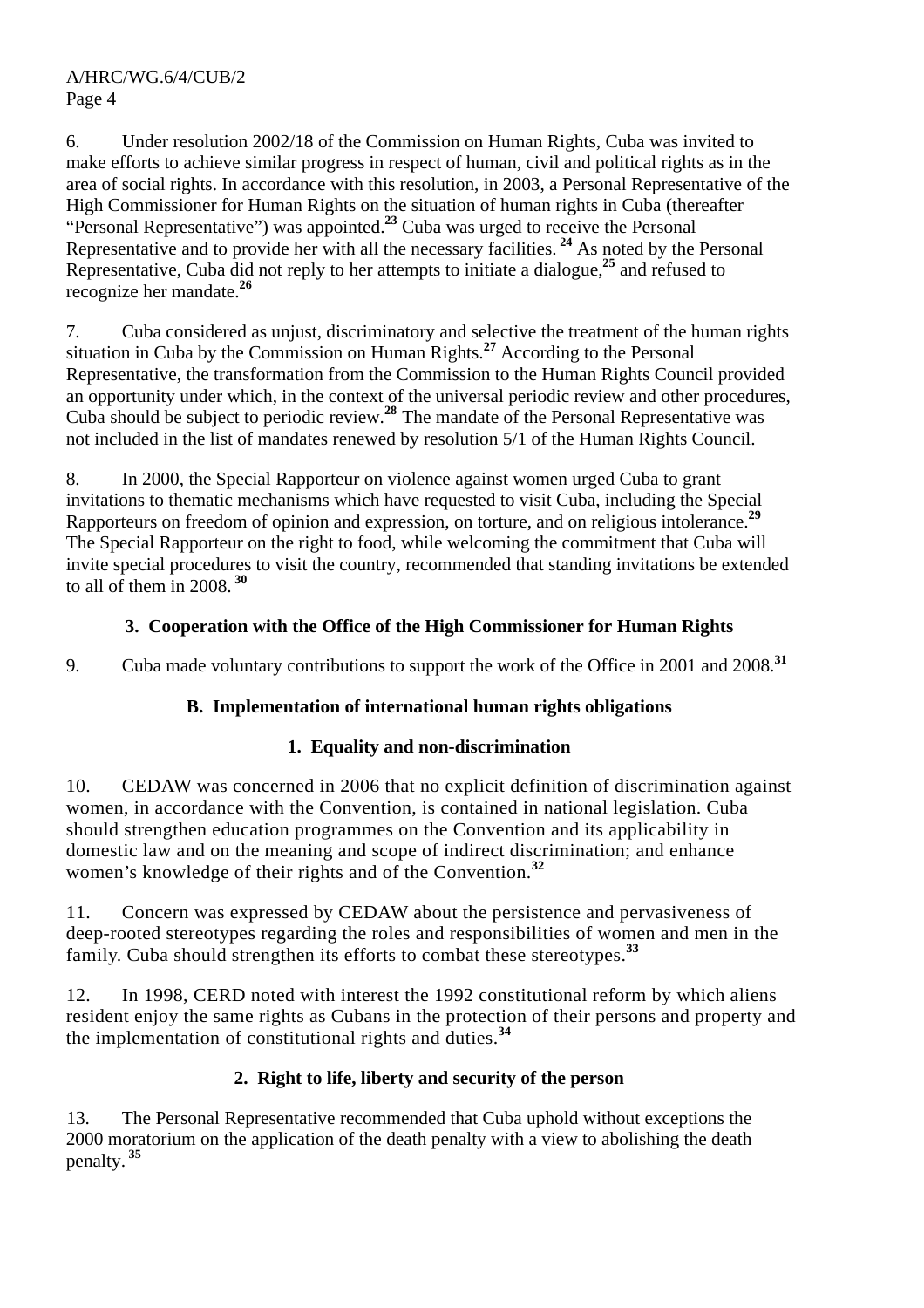6. Under resolution 2002/18 of the Commission on Human Rights, Cuba was invited to make efforts to achieve similar progress in respect of human, civil and political rights as in the area of social rights. In accordance with this resolution, in 2003, a Personal Representative of the High Commissioner for Human Rights on the situation of human rights in Cuba (thereafter "Personal Representative") was appointed.[23] Cuba was urged to receive the Personal Representative and to provide her with all the necessary facilities.[24] As noted by the Personal Representative, Cuba did not reply to her attempts to initiate a dialogue,[25] and refused to recognize her mandate.[26]

7. Cuba considered as unjust, discriminatory and selective the treatment of the human rights situation in Cuba by the Commission on Human Rights.[27] According to the Personal Representative, the transformation from the Commission to the Human Rights Council provided an opportunity under which, in the context of the universal periodic review and other procedures, Cuba should be subject to periodic review.[28] The mandate of the Personal Representative was not included in the list of mandates renewed by resolution 5/1 of the Human Rights Council.

8. In 2000, the Special Rapporteur on violence against women urged Cuba to grant invitations to thematic mechanisms which have requested to visit Cuba, including the Special Rapporteurs on freedom of opinion and expression, on torture, and on religious intolerance.[29] The Special Rapporteur on the right to food, while welcoming the commitment that Cuba will invite special procedures to visit the country, recommended that standing invitations be extended to all of them in 2008.[30]

### 3. Cooperation with the Office of the High Commissioner for Human Rights

9. Cuba made voluntary contributions to support the work of the Office in 2001 and 2008.[31]

## B. Implementation of international human rights obligations

### 1. Equality and non-discrimination

10. CEDAW was concerned in 2006 that no explicit definition of discrimination against women, in accordance with the Convention, is contained in national legislation. Cuba should strengthen education programmes on the Convention and its applicability in domestic law and on the meaning and scope of indirect discrimination; and enhance women's knowledge of their rights and of the Convention.[32]

11. Concern was expressed by CEDAW about the persistence and pervasiveness of deep-rooted stereotypes regarding the roles and responsibilities of women and men in the family. Cuba should strengthen its efforts to combat these stereotypes.[33]

12. In 1998, CERD noted with interest the 1992 constitutional reform by which aliens resident enjoy the same rights as Cubans in the protection of their persons and property and the implementation of constitutional rights and duties.[34]

### 2. Right to life, liberty and security of the person

13. The Personal Representative recommended that Cuba uphold without exceptions the 2000 moratorium on the application of the death penalty with a view to abolishing the death penalty.[35]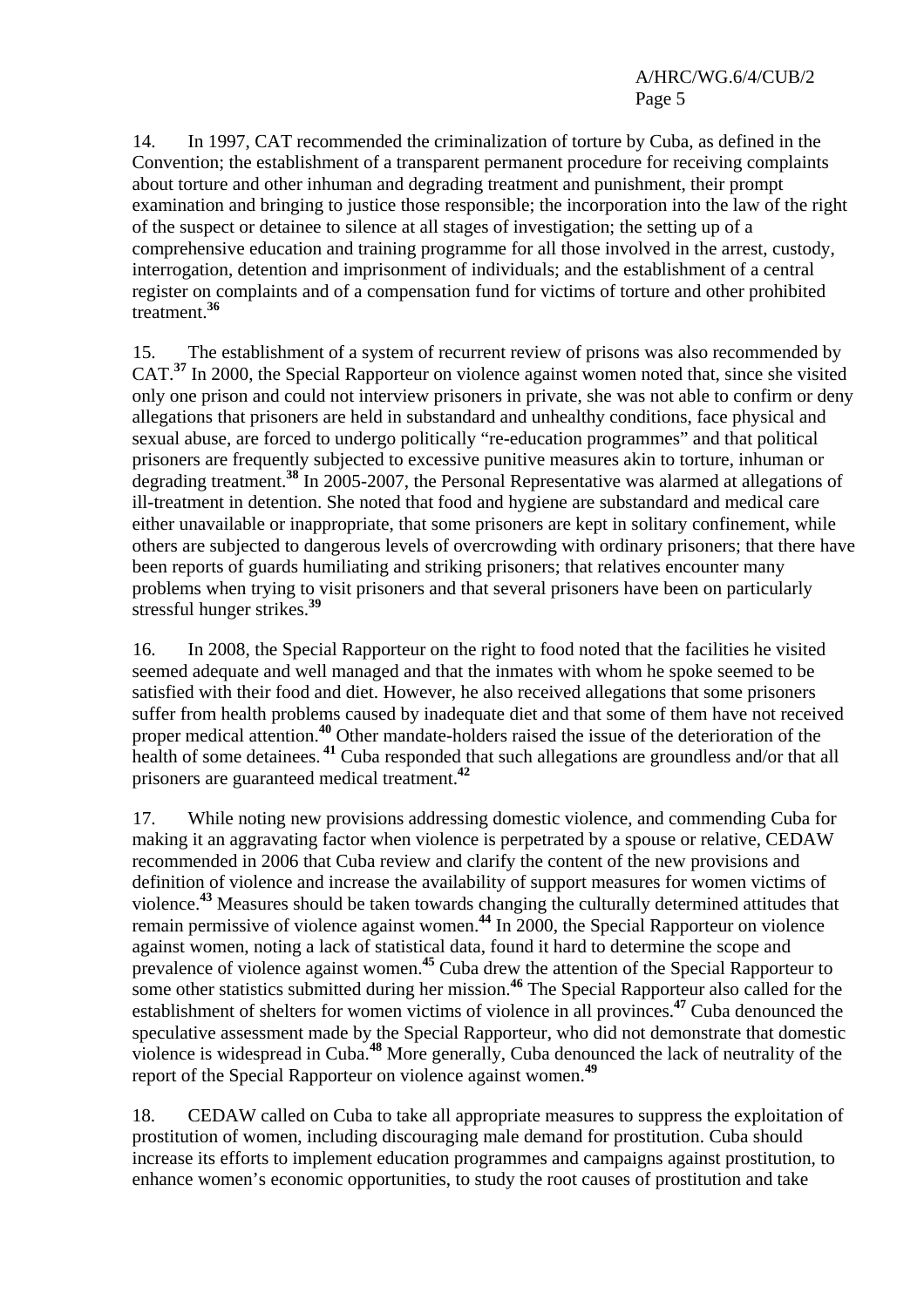14. In 1997, CAT recommended the criminalization of torture by Cuba, as defined in the Convention; the establishment of a transparent permanent procedure for receiving complaints about torture and other inhuman and degrading treatment and punishment, their prompt examination and bringing to justice those responsible; the incorporation into the law of the right of the suspect or detainee to silence at all stages of investigation; the setting up of a comprehensive education and training programme for all those involved in the arrest, custody, interrogation, detention and imprisonment of individuals; and the establishment of a central register on complaints and of a compensation fund for victims of torture and other prohibited treatment.[36]

15. The establishment of a system of recurrent review of prisons was also recommended by CAT.[37] In 2000, the Special Rapporteur on violence against women noted that, since she visited only one prison and could not interview prisoners in private, she was not able to confirm or deny allegations that prisoners are held in substandard and unhealthy conditions, face physical and sexual abuse, are forced to undergo politically "re-education programmes" and that political prisoners are frequently subjected to excessive punitive measures akin to torture, inhuman or degrading treatment.[38] In 2005-2007, the Personal Representative was alarmed at allegations of ill-treatment in detention. She noted that food and hygiene are substandard and medical care either unavailable or inappropriate, that some prisoners are kept in solitary confinement, while others are subjected to dangerous levels of overcrowding with ordinary prisoners; that there have been reports of guards humiliating and striking prisoners; that relatives encounter many problems when trying to visit prisoners and that several prisoners have been on particularly stressful hunger strikes.[39]

16. In 2008, the Special Rapporteur on the right to food noted that the facilities he visited seemed adequate and well managed and that the inmates with whom he spoke seemed to be satisfied with their food and diet. However, he also received allegations that some prisoners suffer from health problems caused by inadequate diet and that some of them have not received proper medical attention.[40] Other mandate-holders raised the issue of the deterioration of the health of some detainees.[41] Cuba responded that such allegations are groundless and/or that all prisoners are guaranteed medical treatment.[42]

17. While noting new provisions addressing domestic violence, and commending Cuba for making it an aggravating factor when violence is perpetrated by a spouse or relative, CEDAW recommended in 2006 that Cuba review and clarify the content of the new provisions and definition of violence and increase the availability of support measures for women victims of violence.[43] Measures should be taken towards changing the culturally determined attitudes that remain permissive of violence against women.[44] In 2000, the Special Rapporteur on violence against women, noting a lack of statistical data, found it hard to determine the scope and prevalence of violence against women.[45] Cuba drew the attention of the Special Rapporteur to some other statistics submitted during her mission.[46] The Special Rapporteur also called for the establishment of shelters for women victims of violence in all provinces.[47] Cuba denounced the speculative assessment made by the Special Rapporteur, who did not demonstrate that domestic violence is widespread in Cuba.[48] More generally, Cuba denounced the lack of neutrality of the report of the Special Rapporteur on violence against women.[49]

18. CEDAW called on Cuba to take all appropriate measures to suppress the exploitation of prostitution of women, including discouraging male demand for prostitution. Cuba should increase its efforts to implement education programmes and campaigns against prostitution, to enhance women's economic opportunities, to study the root causes of prostitution and take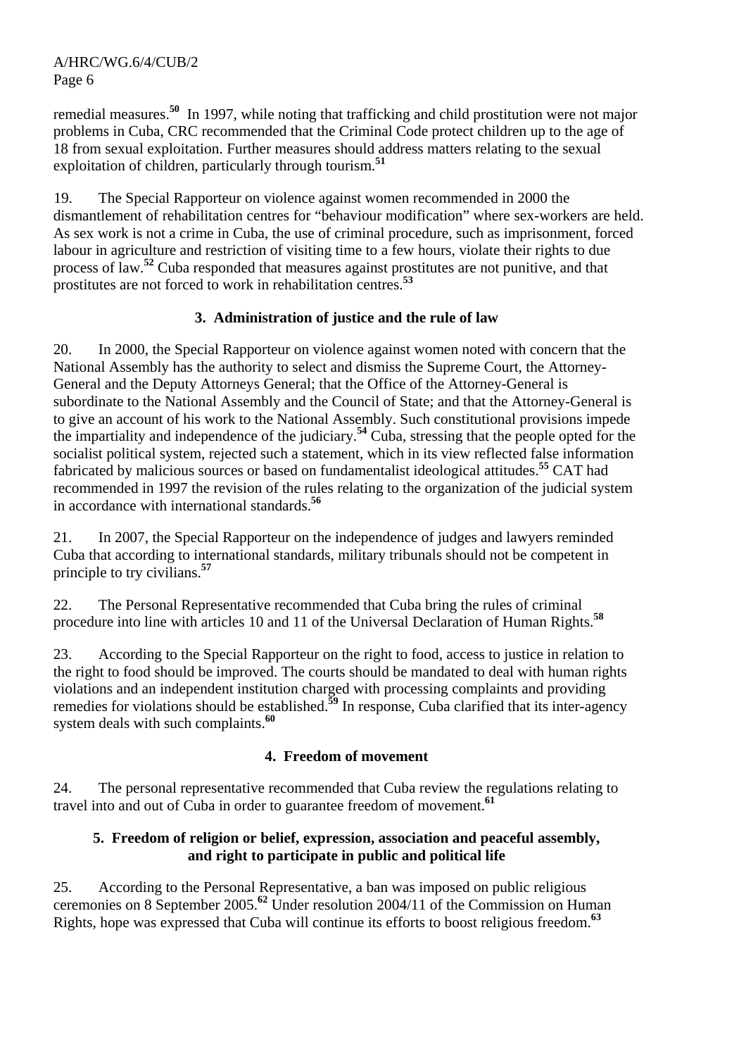remedial measures.[50] In 1997, while noting that trafficking and child prostitution were not major problems in Cuba, CRC recommended that the Criminal Code protect children up to the age of 18 from sexual exploitation. Further measures should address matters relating to the sexual exploitation of children, particularly through tourism.[51]

19. The Special Rapporteur on violence against women recommended in 2000 the dismantlement of rehabilitation centres for "behaviour modification" where sex-workers are held. As sex work is not a crime in Cuba, the use of criminal procedure, such as imprisonment, forced labour in agriculture and restriction of visiting time to a few hours, violate their rights to due process of law.[52] Cuba responded that measures against prostitutes are not punitive, and that prostitutes are not forced to work in rehabilitation centres.[53]

### 3. Administration of justice and the rule of law

20. In 2000, the Special Rapporteur on violence against women noted with concern that the National Assembly has the authority to select and dismiss the Supreme Court, the Attorney-General and the Deputy Attorneys General; that the Office of the Attorney-General is subordinate to the National Assembly and the Council of State; and that the Attorney-General is to give an account of his work to the National Assembly. Such constitutional provisions impede the impartiality and independence of the judiciary.[54] Cuba, stressing that the people opted for the socialist political system, rejected such a statement, which in its view reflected false information fabricated by malicious sources or based on fundamentalist ideological attitudes.[55] CAT had recommended in 1997 the revision of the rules relating to the organization of the judicial system in accordance with international standards.[56]

21. In 2007, the Special Rapporteur on the independence of judges and lawyers reminded Cuba that according to international standards, military tribunals should not be competent in principle to try civilians.[57]

22. The Personal Representative recommended that Cuba bring the rules of criminal procedure into line with articles 10 and 11 of the Universal Declaration of Human Rights.[58]

23. According to the Special Rapporteur on the right to food, access to justice in relation to the right to food should be improved. The courts should be mandated to deal with human rights violations and an independent institution charged with processing complaints and providing remedies for violations should be established.[59] In response, Cuba clarified that its inter-agency system deals with such complaints.[60]

### 4. Freedom of movement

24. The personal representative recommended that Cuba review the regulations relating to travel into and out of Cuba in order to guarantee freedom of movement.[61]

### 5. Freedom of religion or belief, expression, association and peaceful assembly, and right to participate in public and political life

25. According to the Personal Representative, a ban was imposed on public religious ceremonies on 8 September 2005.[62] Under resolution 2004/11 of the Commission on Human Rights, hope was expressed that Cuba will continue its efforts to boost religious freedom.[63]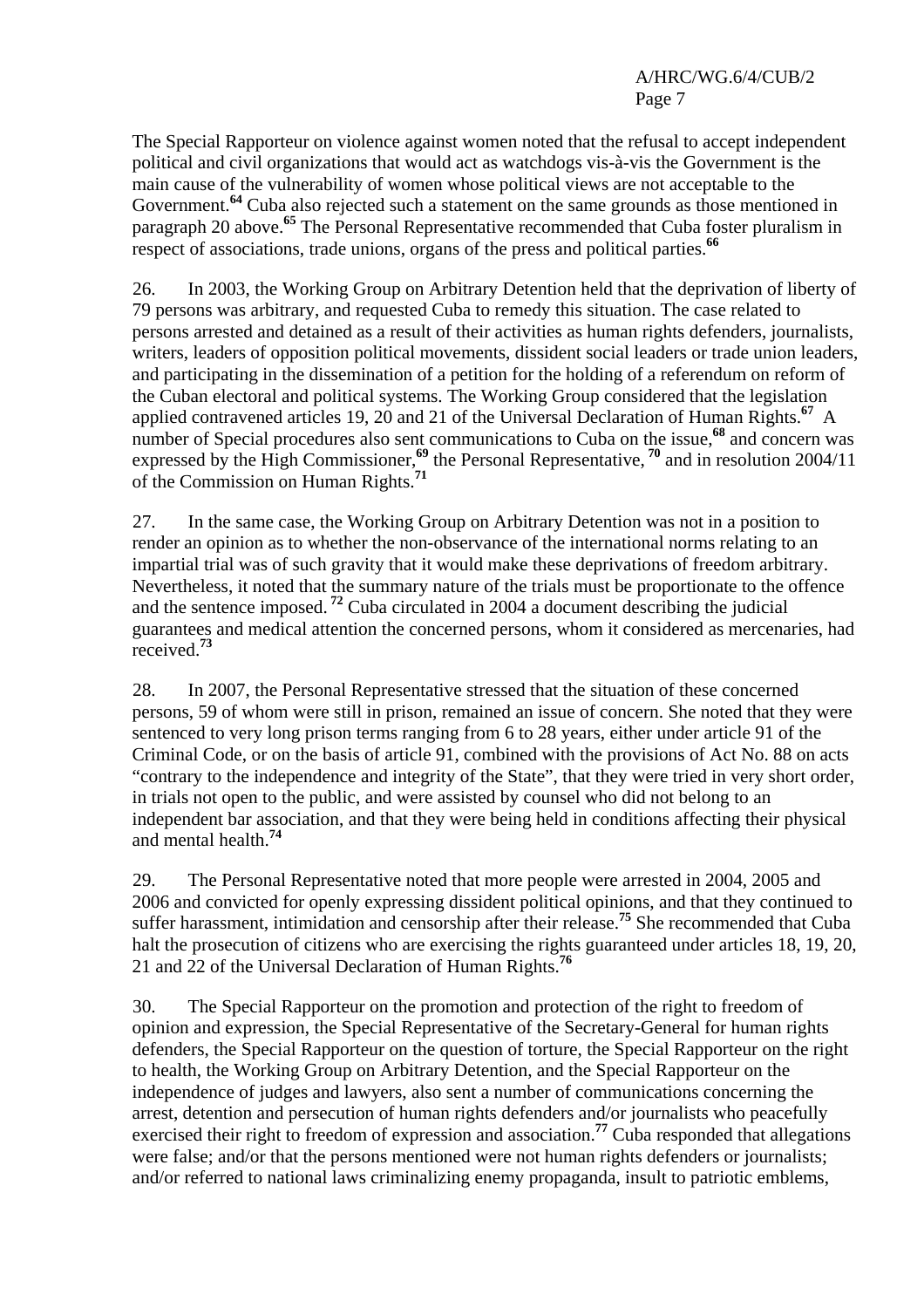The Special Rapporteur on violence against women noted that the refusal to accept independent political and civil organizations that would act as watchdogs vis-à-vis the Government is the main cause of the vulnerability of women whose political views are not acceptable to the Government.[64] Cuba also rejected such a statement on the same grounds as those mentioned in paragraph 20 above.[65] The Personal Representative recommended that Cuba foster pluralism in respect of associations, trade unions, organs of the press and political parties.[66]

26. In 2003, the Working Group on Arbitrary Detention held that the deprivation of liberty of 79 persons was arbitrary, and requested Cuba to remedy this situation. The case related to persons arrested and detained as a result of their activities as human rights defenders, journalists, writers, leaders of opposition political movements, dissident social leaders or trade union leaders, and participating in the dissemination of a petition for the holding of a referendum on reform of the Cuban electoral and political systems. The Working Group considered that the legislation applied contravened articles 19, 20 and 21 of the Universal Declaration of Human Rights.[67] A number of Special procedures also sent communications to Cuba on the issue,[68] and concern was expressed by the High Commissioner,[69] the Personal Representative,[70] and in resolution 2004/11 of the Commission on Human Rights.[71]

27. In the same case, the Working Group on Arbitrary Detention was not in a position to render an opinion as to whether the non-observance of the international norms relating to an impartial trial was of such gravity that it would make these deprivations of freedom arbitrary. Nevertheless, it noted that the summary nature of the trials must be proportionate to the offence and the sentence imposed.[72] Cuba circulated in 2004 a document describing the judicial guarantees and medical attention the concerned persons, whom it considered as mercenaries, had received.[73]

28. In 2007, the Personal Representative stressed that the situation of these concerned persons, 59 of whom were still in prison, remained an issue of concern. She noted that they were sentenced to very long prison terms ranging from 6 to 28 years, either under article 91 of the Criminal Code, or on the basis of article 91, combined with the provisions of Act No. 88 on acts "contrary to the independence and integrity of the State", that they were tried in very short order, in trials not open to the public, and were assisted by counsel who did not belong to an independent bar association, and that they were being held in conditions affecting their physical and mental health.[74]

29. The Personal Representative noted that more people were arrested in 2004, 2005 and 2006 and convicted for openly expressing dissident political opinions, and that they continued to suffer harassment, intimidation and censorship after their release.[75] She recommended that Cuba halt the prosecution of citizens who are exercising the rights guaranteed under articles 18, 19, 20, 21 and 22 of the Universal Declaration of Human Rights.[76]

30. The Special Rapporteur on the promotion and protection of the right to freedom of opinion and expression, the Special Representative of the Secretary-General for human rights defenders, the Special Rapporteur on the question of torture, the Special Rapporteur on the right to health, the Working Group on Arbitrary Detention, and the Special Rapporteur on the independence of judges and lawyers, also sent a number of communications concerning the arrest, detention and persecution of human rights defenders and/or journalists who peacefully exercised their right to freedom of expression and association.[77] Cuba responded that allegations were false; and/or that the persons mentioned were not human rights defenders or journalists; and/or referred to national laws criminalizing enemy propaganda, insult to patriotic emblems,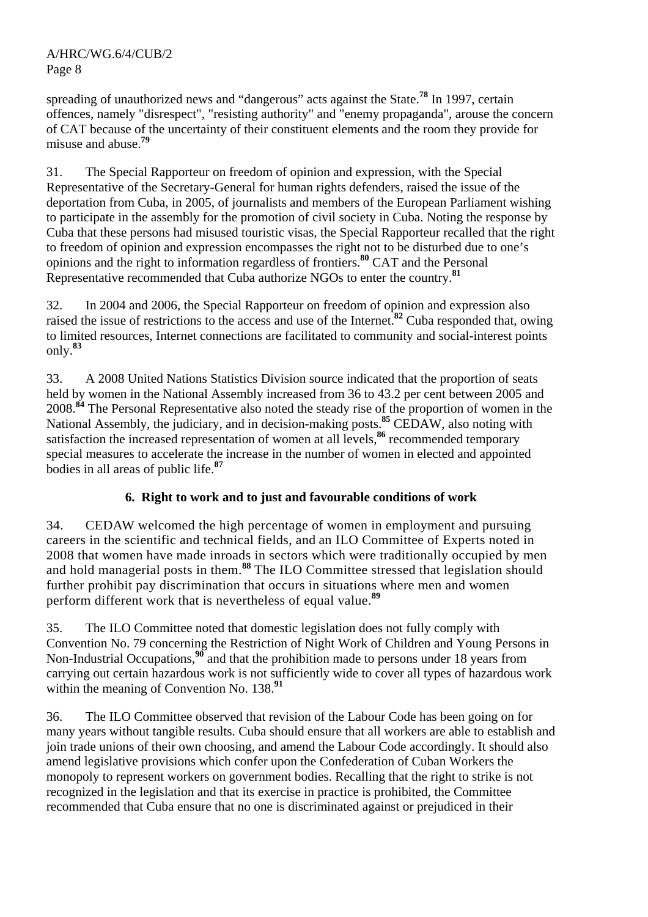spreading of unauthorized news and "dangerous" acts against the State.[78] In 1997, certain offences, namely "disrespect", "resisting authority" and "enemy propaganda", arouse the concern of CAT because of the uncertainty of their constituent elements and the room they provide for misuse and abuse.[79]

31. The Special Rapporteur on freedom of opinion and expression, with the Special Representative of the Secretary-General for human rights defenders, raised the issue of the deportation from Cuba, in 2005, of journalists and members of the European Parliament wishing to participate in the assembly for the promotion of civil society in Cuba. Noting the response by Cuba that these persons had misused touristic visas, the Special Rapporteur recalled that the right to freedom of opinion and expression encompasses the right not to be disturbed due to one's opinions and the right to information regardless of frontiers.[80] CAT and the Personal Representative recommended that Cuba authorize NGOs to enter the country.[81]

32. In 2004 and 2006, the Special Rapporteur on freedom of opinion and expression also raised the issue of restrictions to the access and use of the Internet.[82] Cuba responded that, owing to limited resources, Internet connections are facilitated to community and social-interest points only.[83]

33. A 2008 United Nations Statistics Division source indicated that the proportion of seats held by women in the National Assembly increased from 36 to 43.2 per cent between 2005 and 2008.[84] The Personal Representative also noted the steady rise of the proportion of women in the National Assembly, the judiciary, and in decision-making posts.[85] CEDAW, also noting with satisfaction the increased representation of women at all levels,[86] recommended temporary special measures to accelerate the increase in the number of women in elected and appointed bodies in all areas of public life.[87]

### 6. Right to work and to just and favourable conditions of work

34. CEDAW welcomed the high percentage of women in employment and pursuing careers in the scientific and technical fields, and an ILO Committee of Experts noted in 2008 that women have made inroads in sectors which were traditionally occupied by men and hold managerial posts in them.[88] The ILO Committee stressed that legislation should further prohibit pay discrimination that occurs in situations where men and women perform different work that is nevertheless of equal value.[89]

35. The ILO Committee noted that domestic legislation does not fully comply with Convention No. 79 concerning the Restriction of Night Work of Children and Young Persons in Non-Industrial Occupations,[90] and that the prohibition made to persons under 18 years from carrying out certain hazardous work is not sufficiently wide to cover all types of hazardous work within the meaning of Convention No. 138.[91]

36. The ILO Committee observed that revision of the Labour Code has been going on for many years without tangible results. Cuba should ensure that all workers are able to establish and join trade unions of their own choosing, and amend the Labour Code accordingly. It should also amend legislative provisions which confer upon the Confederation of Cuban Workers the monopoly to represent workers on government bodies. Recalling that the right to strike is not recognized in the legislation and that its exercise in practice is prohibited, the Committee recommended that Cuba ensure that no one is discriminated against or prejudiced in their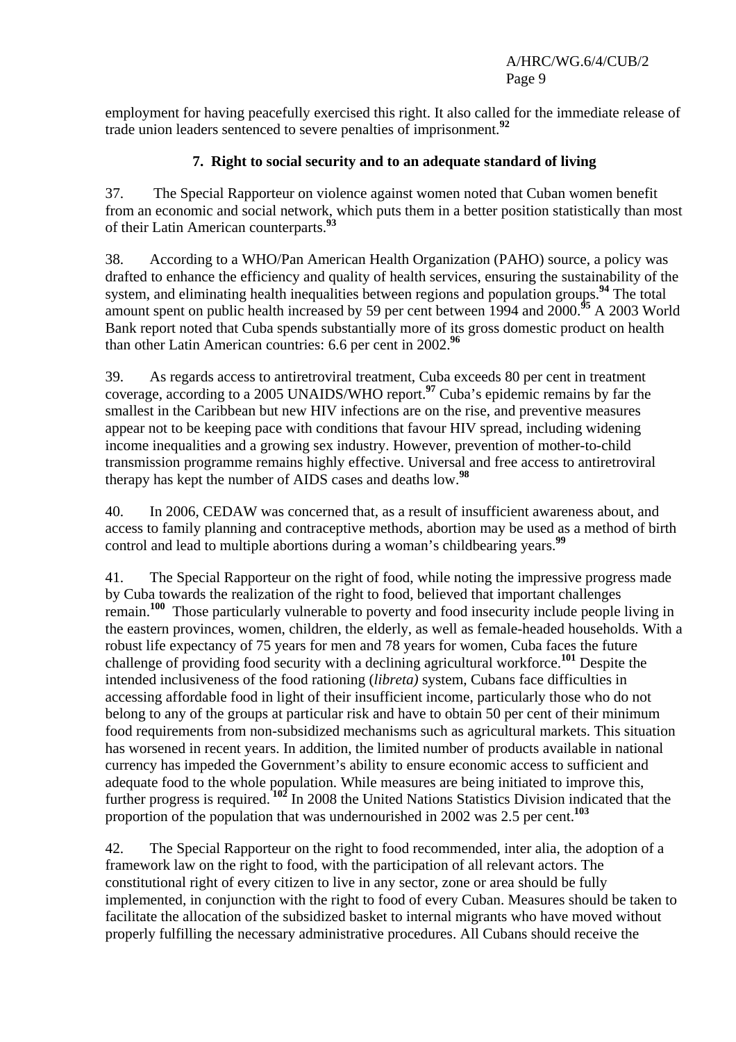employment for having peacefully exercised this right. It also called for the immediate release of trade union leaders sentenced to severe penalties of imprisonment.[92]

### 7. Right to social security and to an adequate standard of living

37. The Special Rapporteur on violence against women noted that Cuban women benefit from an economic and social network, which puts them in a better position statistically than most of their Latin American counterparts.[93]

38. According to a WHO/Pan American Health Organization (PAHO) source, a policy was drafted to enhance the efficiency and quality of health services, ensuring the sustainability of the system, and eliminating health inequalities between regions and population groups.[94] The total amount spent on public health increased by 59 per cent between 1994 and 2000.[95] A 2003 World Bank report noted that Cuba spends substantially more of its gross domestic product on health than other Latin American countries: 6.6 per cent in 2002.[96]

39. As regards access to antiretroviral treatment, Cuba exceeds 80 per cent in treatment coverage, according to a 2005 UNAIDS/WHO report.[97] Cuba's epidemic remains by far the smallest in the Caribbean but new HIV infections are on the rise, and preventive measures appear not to be keeping pace with conditions that favour HIV spread, including widening income inequalities and a growing sex industry. However, prevention of mother-to-child transmission programme remains highly effective. Universal and free access to antiretroviral therapy has kept the number of AIDS cases and deaths low.[98]

40. In 2006, CEDAW was concerned that, as a result of insufficient awareness about, and access to family planning and contraceptive methods, abortion may be used as a method of birth control and lead to multiple abortions during a woman's childbearing years.[99]

41. The Special Rapporteur on the right of food, while noting the impressive progress made by Cuba towards the realization of the right to food, believed that important challenges remain.[100] Those particularly vulnerable to poverty and food insecurity include people living in the eastern provinces, women, children, the elderly, as well as female-headed households. With a robust life expectancy of 75 years for men and 78 years for women, Cuba faces the future challenge of providing food security with a declining agricultural workforce.[101] Despite the intended inclusiveness of the food rationing (*libreta)* system, Cubans face difficulties in accessing affordable food in light of their insufficient income, particularly those who do not belong to any of the groups at particular risk and have to obtain 50 per cent of their minimum food requirements from non-subsidized mechanisms such as agricultural markets. This situation has worsened in recent years. In addition, the limited number of products available in national currency has impeded the Government's ability to ensure economic access to sufficient and adequate food to the whole population. While measures are being initiated to improve this, further progress is required.[102] In 2008 the United Nations Statistics Division indicated that the proportion of the population that was undernourished in 2002 was 2.5 per cent.[103]

42. The Special Rapporteur on the right to food recommended, inter alia, the adoption of a framework law on the right to food, with the participation of all relevant actors. The constitutional right of every citizen to live in any sector, zone or area should be fully implemented, in conjunction with the right to food of every Cuban. Measures should be taken to facilitate the allocation of the subsidized basket to internal migrants who have moved without properly fulfilling the necessary administrative procedures. All Cubans should receive the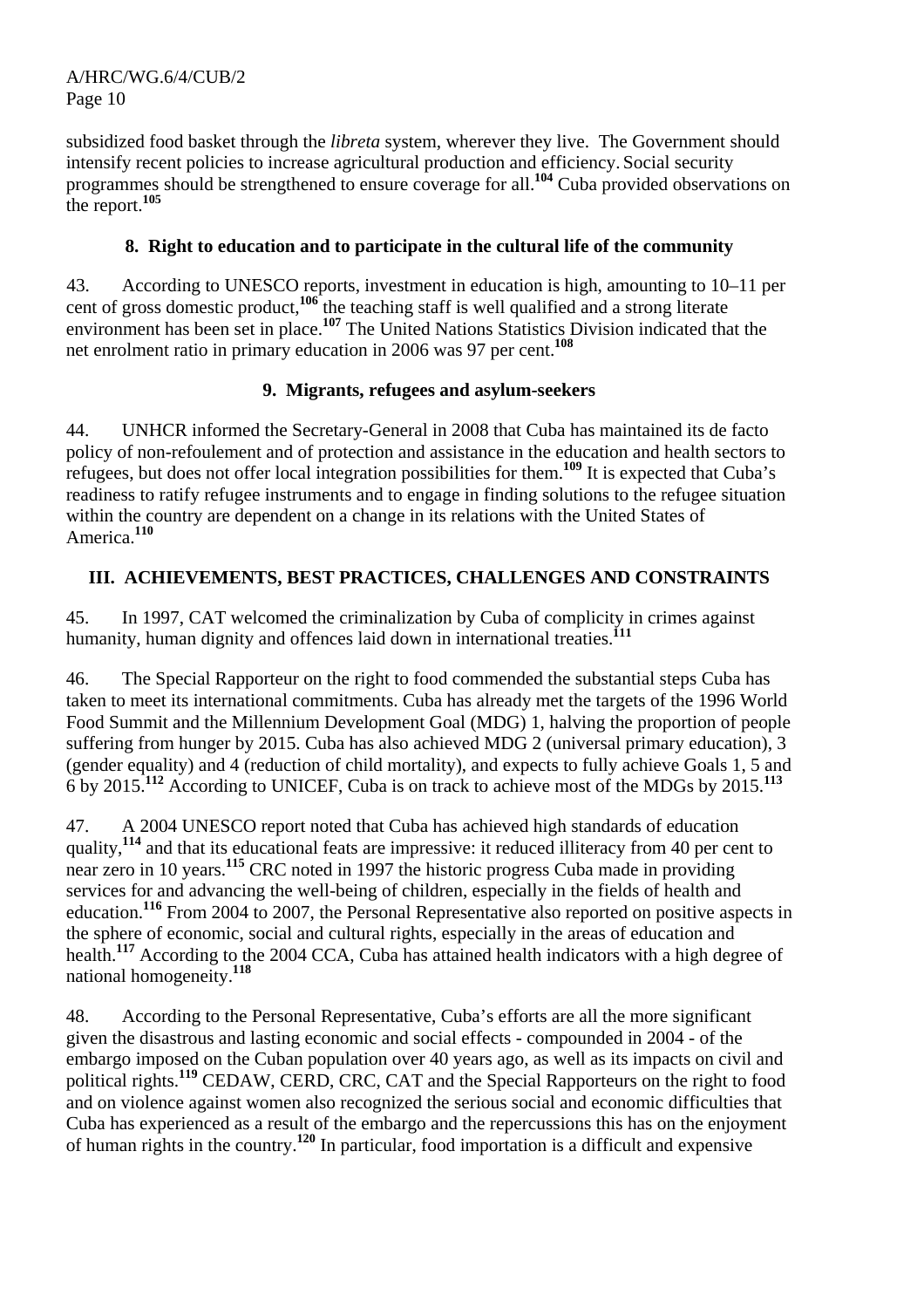subsidized food basket through the *libreta* system, wherever they live. The Government should intensify recent policies to increase agricultural production and efficiency. Social security programmes should be strengthened to ensure coverage for all.[104] Cuba provided observations on the report.[105]

### 8. Right to education and to participate in the cultural life of the community

43. According to UNESCO reports, investment in education is high, amounting to 10–11 per cent of gross domestic product,[106] the teaching staff is well qualified and a strong literate environment has been set in place.[107] The United Nations Statistics Division indicated that the net enrolment ratio in primary education in 2006 was 97 per cent.[108]

### 9. Migrants, refugees and asylum-seekers

44. UNHCR informed the Secretary-General in 2008 that Cuba has maintained its de facto policy of non-refoulement and of protection and assistance in the education and health sectors to refugees, but does not offer local integration possibilities for them.[109] It is expected that Cuba's readiness to ratify refugee instruments and to engage in finding solutions to the refugee situation within the country are dependent on a change in its relations with the United States of America.[110]

## III. ACHIEVEMENTS, BEST PRACTICES, CHALLENGES AND CONSTRAINTS

45. In 1997, CAT welcomed the criminalization by Cuba of complicity in crimes against humanity, human dignity and offences laid down in international treaties.[111]

46. The Special Rapporteur on the right to food commended the substantial steps Cuba has taken to meet its international commitments. Cuba has already met the targets of the 1996 World Food Summit and the Millennium Development Goal (MDG) 1, halving the proportion of people suffering from hunger by 2015. Cuba has also achieved MDG 2 (universal primary education), 3 (gender equality) and 4 (reduction of child mortality), and expects to fully achieve Goals 1, 5 and 6 by 2015.[112] According to UNICEF, Cuba is on track to achieve most of the MDGs by 2015.[113]

47. A 2004 UNESCO report noted that Cuba has achieved high standards of education quality,[114] and that its educational feats are impressive: it reduced illiteracy from 40 per cent to near zero in 10 years.[115] CRC noted in 1997 the historic progress Cuba made in providing services for and advancing the well-being of children, especially in the fields of health and education.[116] From 2004 to 2007, the Personal Representative also reported on positive aspects in the sphere of economic, social and cultural rights, especially in the areas of education and health.[117] According to the 2004 CCA, Cuba has attained health indicators with a high degree of national homogeneity.[118]

48. According to the Personal Representative, Cuba's efforts are all the more significant given the disastrous and lasting economic and social effects - compounded in 2004 - of the embargo imposed on the Cuban population over 40 years ago, as well as its impacts on civil and political rights.[119] CEDAW, CERD, CRC, CAT and the Special Rapporteurs on the right to food and on violence against women also recognized the serious social and economic difficulties that Cuba has experienced as a result of the embargo and the repercussions this has on the enjoyment of human rights in the country.[120] In particular, food importation is a difficult and expensive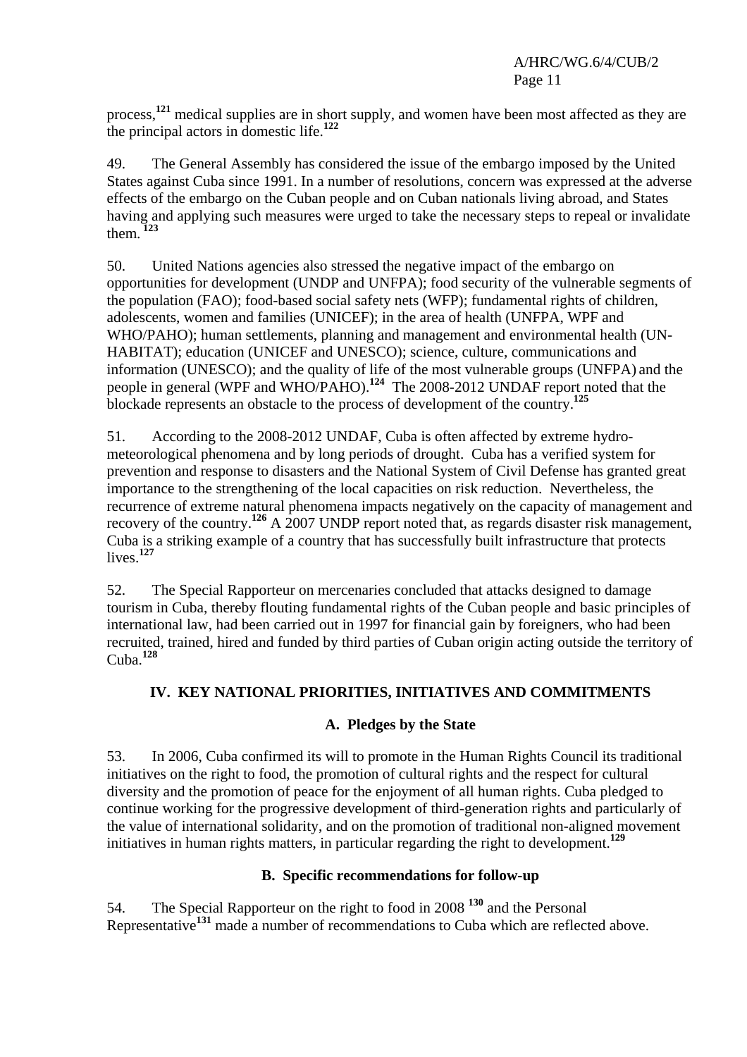process,[121] medical supplies are in short supply, and women have been most affected as they are the principal actors in domestic life.[122]

49. The General Assembly has considered the issue of the embargo imposed by the United States against Cuba since 1991. In a number of resolutions, concern was expressed at the adverse effects of the embargo on the Cuban people and on Cuban nationals living abroad, and States having and applying such measures were urged to take the necessary steps to repeal or invalidate them.[123]

50. United Nations agencies also stressed the negative impact of the embargo on opportunities for development (UNDP and UNFPA); food security of the vulnerable segments of the population (FAO); food-based social safety nets (WFP); fundamental rights of children, adolescents, women and families (UNICEF); in the area of health (UNFPA, WPF and WHO/PAHO); human settlements, planning and management and environmental health (UN-HABITAT); education (UNICEF and UNESCO); science, culture, communications and information (UNESCO); and the quality of life of the most vulnerable groups (UNFPA) and the people in general (WPF and WHO/PAHO).[124] The 2008-2012 UNDAF report noted that the blockade represents an obstacle to the process of development of the country.[125]

51. According to the 2008-2012 UNDAF, Cuba is often affected by extreme hydro-meteorological phenomena and by long periods of drought. Cuba has a verified system for prevention and response to disasters and the National System of Civil Defense has granted great importance to the strengthening of the local capacities on risk reduction. Nevertheless, the recurrence of extreme natural phenomena impacts negatively on the capacity of management and recovery of the country.[126] A 2007 UNDP report noted that, as regards disaster risk management, Cuba is a striking example of a country that has successfully built infrastructure that protects lives.[127]

52. The Special Rapporteur on mercenaries concluded that attacks designed to damage tourism in Cuba, thereby flouting fundamental rights of the Cuban people and basic principles of international law, had been carried out in 1997 for financial gain by foreigners, who had been recruited, trained, hired and funded by third parties of Cuban origin acting outside the territory of Cuba.[128]

## IV. KEY NATIONAL PRIORITIES, INITIATIVES AND COMMITMENTS

### A. Pledges by the State

53. In 2006, Cuba confirmed its will to promote in the Human Rights Council its traditional initiatives on the right to food, the promotion of cultural rights and the respect for cultural diversity and the promotion of peace for the enjoyment of all human rights. Cuba pledged to continue working for the progressive development of third-generation rights and particularly of the value of international solidarity, and on the promotion of traditional non-aligned movement initiatives in human rights matters, in particular regarding the right to development.[129]

### B. Specific recommendations for follow-up

54. The Special Rapporteur on the right to food in 2008 [130] and the Personal Representative[131] made a number of recommendations to Cuba which are reflected above.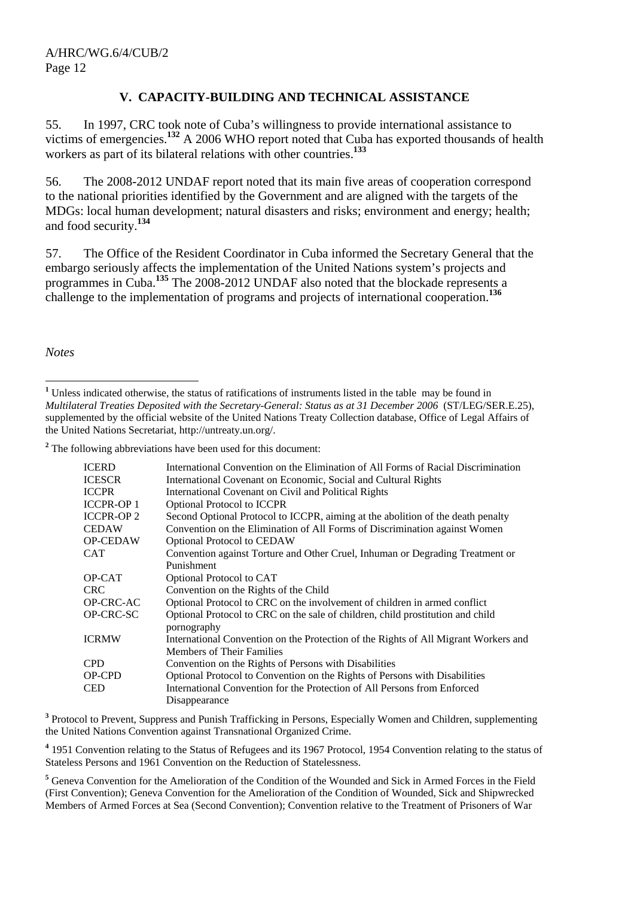## V. CAPACITY-BUILDING AND TECHNICAL ASSISTANCE

55. In 1997, CRC took note of Cuba's willingness to provide international assistance to victims of emergencies.[132] A 2006 WHO report noted that Cuba has exported thousands of health workers as part of its bilateral relations with other countries.[133]

56. The 2008-2012 UNDAF report noted that its main five areas of cooperation correspond to the national priorities identified by the Government and are aligned with the targets of the MDGs: local human development; natural disasters and risks; environment and energy; health; and food security.[134]

57. The Office of the Resident Coordinator in Cuba informed the Secretary General that the embargo seriously affects the implementation of the United Nations system's projects and programmes in Cuba.[135] The 2008-2012 UNDAF also noted that the blockade represents a challenge to the implementation of programs and projects of international cooperation.[136]

*Notes*

[1] Unless indicated otherwise, the status of ratifications of instruments listed in the table may be found in *Multilateral Treaties Deposited with the Secretary-General: Status as at 31 December 2006* (ST/LEG/SER.E.25), supplemented by the official website of the United Nations Treaty Collection database, Office of Legal Affairs of the United Nations Secretariat, http://untreaty.un.org/.

[2] The following abbreviations have been used for this document:

| | |
|---|---|
| ICERD | International Convention on the Elimination of All Forms of Racial Discrimination |
| ICESCR | International Covenant on Economic, Social and Cultural Rights |
| ICCPR | International Covenant on Civil and Political Rights |
| ICCPR-OP 1 | Optional Protocol to ICCPR |
| ICCPR-OP 2 | Second Optional Protocol to ICCPR, aiming at the abolition of the death penalty |
| CEDAW | Convention on the Elimination of All Forms of Discrimination against Women |
| OP-CEDAW | Optional Protocol to CEDAW |
| CAT | Convention against Torture and Other Cruel, Inhuman or Degrading Treatment or Punishment |
| OP-CAT | Optional Protocol to CAT |
| CRC | Convention on the Rights of the Child |
| OP-CRC-AC | Optional Protocol to CRC on the involvement of children in armed conflict |
| OP-CRC-SC | Optional Protocol to CRC on the sale of children, child prostitution and child pornography |
| ICRMW | International Convention on the Protection of the Rights of All Migrant Workers and Members of Their Families |
| CPD | Convention on the Rights of Persons with Disabilities |
| OP-CPD | Optional Protocol to Convention on the Rights of Persons with Disabilities |
| CED | International Convention for the Protection of All Persons from Enforced Disappearance |

[3] Protocol to Prevent, Suppress and Punish Trafficking in Persons, Especially Women and Children, supplementing the United Nations Convention against Transnational Organized Crime.

[4] 1951 Convention relating to the Status of Refugees and its 1967 Protocol, 1954 Convention relating to the status of Stateless Persons and 1961 Convention on the Reduction of Statelessness.

[5] Geneva Convention for the Amelioration of the Condition of the Wounded and Sick in Armed Forces in the Field (First Convention); Geneva Convention for the Amelioration of the Condition of Wounded, Sick and Shipwrecked Members of Armed Forces at Sea (Second Convention); Convention relative to the Treatment of Prisoners of War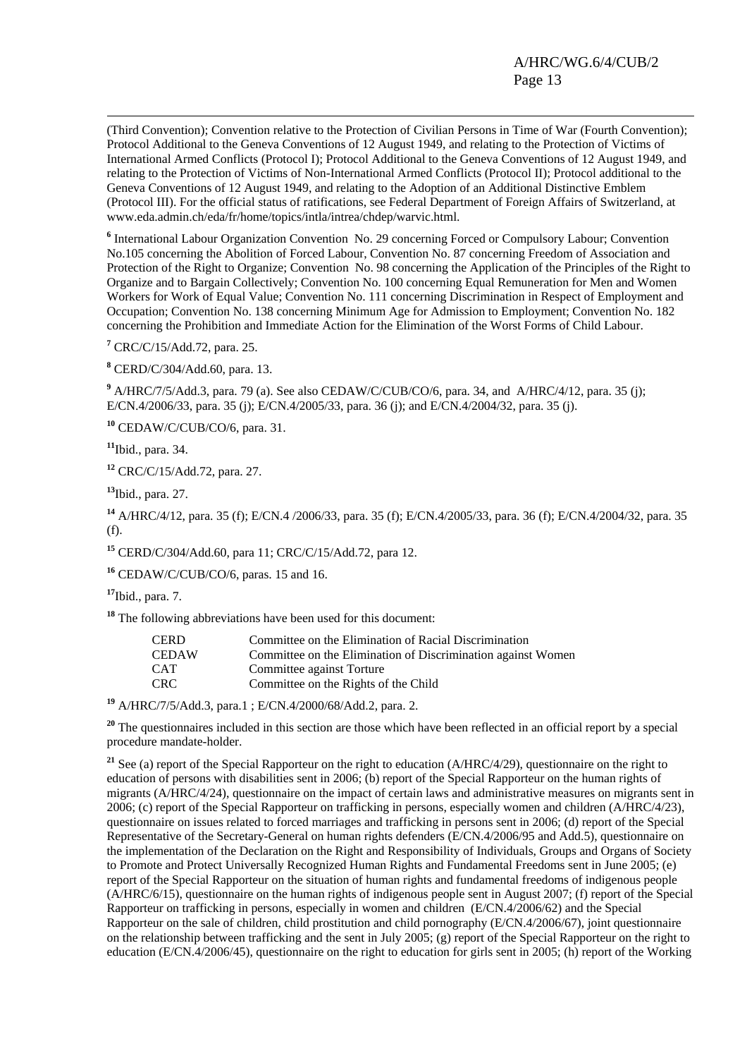(Third Convention); Convention relative to the Protection of Civilian Persons in Time of War (Fourth Convention); Protocol Additional to the Geneva Conventions of 12 August 1949, and relating to the Protection of Victims of International Armed Conflicts (Protocol I); Protocol Additional to the Geneva Conventions of 12 August 1949, and relating to the Protection of Victims of Non-International Armed Conflicts (Protocol II); Protocol additional to the Geneva Conventions of 12 August 1949, and relating to the Adoption of an Additional Distinctive Emblem (Protocol III). For the official status of ratifications, see Federal Department of Foreign Affairs of Switzerland, at www.eda.admin.ch/eda/fr/home/topics/intla/intrea/chdep/warvic.html.

[6] International Labour Organization Convention No. 29 concerning Forced or Compulsory Labour; Convention No.105 concerning the Abolition of Forced Labour, Convention No. 87 concerning Freedom of Association and Protection of the Right to Organize; Convention No. 98 concerning the Application of the Principles of the Right to Organize and to Bargain Collectively; Convention No. 100 concerning Equal Remuneration for Men and Women Workers for Work of Equal Value; Convention No. 111 concerning Discrimination in Respect of Employment and Occupation; Convention No. 138 concerning Minimum Age for Admission to Employment; Convention No. 182 concerning the Prohibition and Immediate Action for the Elimination of the Worst Forms of Child Labour.

[7] CRC/C/15/Add.72, para. 25.

[8] CERD/C/304/Add.60, para. 13.

[9] A/HRC/7/5/Add.3, para. 79 (a). See also CEDAW/C/CUB/CO/6, para. 34, and A/HRC/4/12, para. 35 (j); E/CN.4/2006/33, para. 35 (j); E/CN.4/2005/33, para. 36 (j); and E/CN.4/2004/32, para. 35 (j).

[10] CEDAW/C/CUB/CO/6, para. 31.

[11] Ibid., para. 34.

[12] CRC/C/15/Add.72, para. 27.

[13] Ibid., para. 27.

[14] A/HRC/4/12, para. 35 (f); E/CN.4 /2006/33, para. 35 (f); E/CN.4/2005/33, para. 36 (f); E/CN.4/2004/32, para. 35 (f).

[15] CERD/C/304/Add.60, para 11; CRC/C/15/Add.72, para 12.

[16] CEDAW/C/CUB/CO/6, paras. 15 and 16.

[17] Ibid., para. 7.

[18] The following abbreviations have been used for this document:

| | |
|---|---|
| CERD | Committee on the Elimination of Racial Discrimination |
| CEDAW | Committee on the Elimination of Discrimination against Women |
| CAT | Committee against Torture |
| CRC | Committee on the Rights of the Child |

[19] A/HRC/7/5/Add.3, para.1 ; E/CN.4/2000/68/Add.2, para. 2.

[20] The questionnaires included in this section are those which have been reflected in an official report by a special procedure mandate-holder.

[21] See (a) report of the Special Rapporteur on the right to education (A/HRC/4/29), questionnaire on the right to education of persons with disabilities sent in 2006; (b) report of the Special Rapporteur on the human rights of migrants (A/HRC/4/24), questionnaire on the impact of certain laws and administrative measures on migrants sent in 2006; (c) report of the Special Rapporteur on trafficking in persons, especially women and children (A/HRC/4/23), questionnaire on issues related to forced marriages and trafficking in persons sent in 2006; (d) report of the Special Representative of the Secretary-General on human rights defenders (E/CN.4/2006/95 and Add.5), questionnaire on the implementation of the Declaration on the Right and Responsibility of Individuals, Groups and Organs of Society to Promote and Protect Universally Recognized Human Rights and Fundamental Freedoms sent in June 2005; (e) report of the Special Rapporteur on the situation of human rights and fundamental freedoms of indigenous people (A/HRC/6/15), questionnaire on the human rights of indigenous people sent in August 2007; (f) report of the Special Rapporteur on trafficking in persons, especially in women and children (E/CN.4/2006/62) and the Special Rapporteur on the sale of children, child prostitution and child pornography (E/CN.4/2006/67), joint questionnaire on the relationship between trafficking and the sent in July 2005; (g) report of the Special Rapporteur on the right to education (E/CN.4/2006/45), questionnaire on the right to education for girls sent in 2005; (h) report of the Working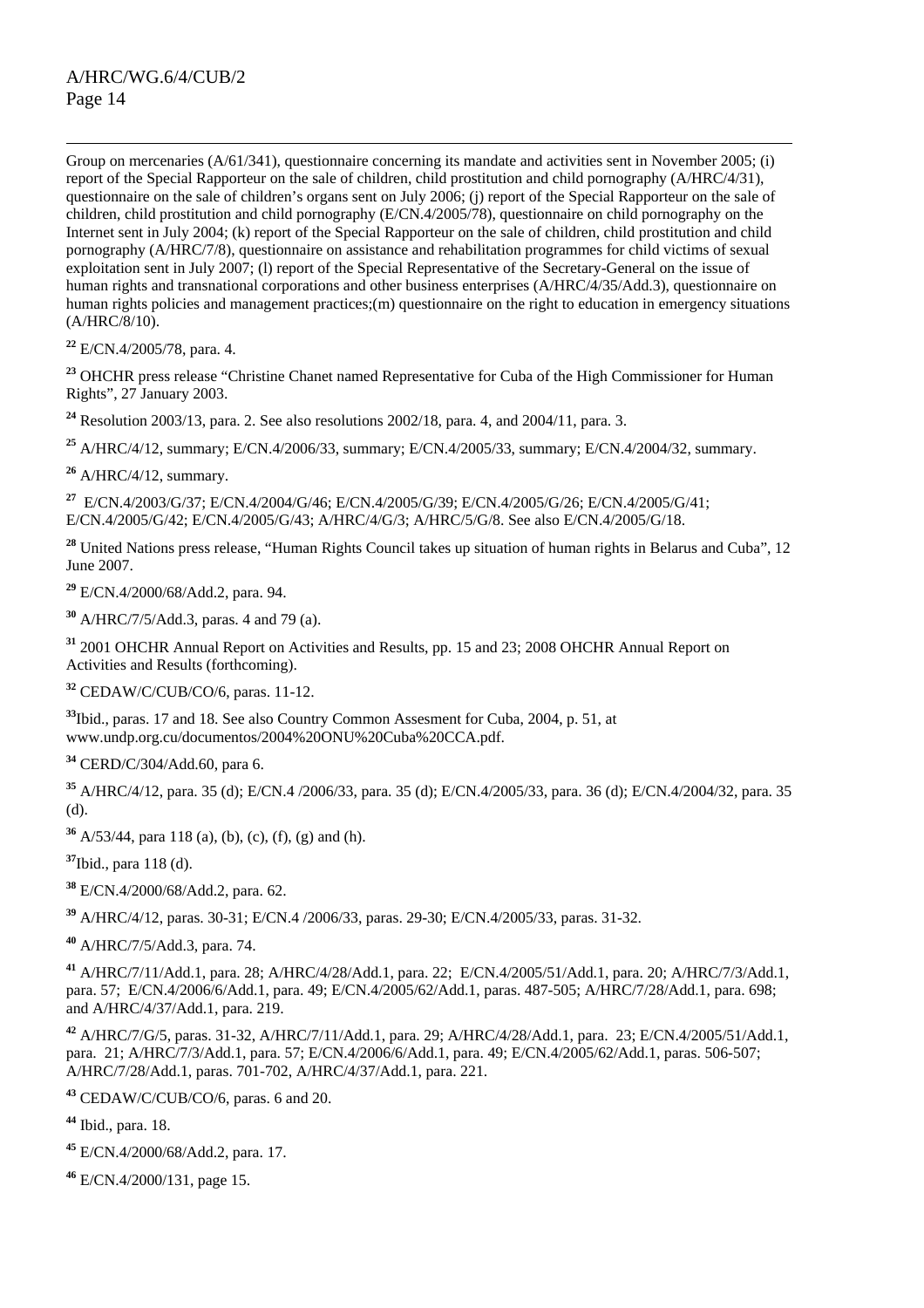Group on mercenaries (A/61/341), questionnaire concerning its mandate and activities sent in November 2005; (i) report of the Special Rapporteur on the sale of children, child prostitution and child pornography (A/HRC/4/31), questionnaire on the sale of children's organs sent on July 2006; (j) report of the Special Rapporteur on the sale of children, child prostitution and child pornography (E/CN.4/2005/78), questionnaire on child pornography on the Internet sent in July 2004; (k) report of the Special Rapporteur on the sale of children, child prostitution and child pornography (A/HRC/7/8), questionnaire on assistance and rehabilitation programmes for child victims of sexual exploitation sent in July 2007; (l) report of the Special Representative of the Secretary-General on the issue of human rights and transnational corporations and other business enterprises (A/HRC/4/35/Add.3), questionnaire on human rights policies and management practices;(m) questionnaire on the right to education in emergency situations (A/HRC/8/10).

[22] E/CN.4/2005/78, para. 4.

[23] OHCHR press release "Christine Chanet named Representative for Cuba of the High Commissioner for Human Rights", 27 January 2003.

[24] Resolution 2003/13, para. 2. See also resolutions 2002/18, para. 4, and 2004/11, para. 3.

[25] A/HRC/4/12, summary; E/CN.4/2006/33, summary; E/CN.4/2005/33, summary; E/CN.4/2004/32, summary.

[26] A/HRC/4/12, summary.

[27] E/CN.4/2003/G/37; E/CN.4/2004/G/46; E/CN.4/2005/G/39; E/CN.4/2005/G/26; E/CN.4/2005/G/41; E/CN.4/2005/G/42; E/CN.4/2005/G/43; A/HRC/4/G/3; A/HRC/5/G/8. See also E/CN.4/2005/G/18.

[28] United Nations press release, "Human Rights Council takes up situation of human rights in Belarus and Cuba", 12 June 2007.

[29] E/CN.4/2000/68/Add.2, para. 94.

[30] A/HRC/7/5/Add.3, paras. 4 and 79 (a).

[31] 2001 OHCHR Annual Report on Activities and Results, pp. 15 and 23; 2008 OHCHR Annual Report on Activities and Results (forthcoming).

[32] CEDAW/C/CUB/CO/6, paras. 11-12.

[33] Ibid., paras. 17 and 18. See also Country Common Assesment for Cuba, 2004, p. 51, at www.undp.org.cu/documentos/2004%20ONU%20Cuba%20CCA.pdf.

[34] CERD/C/304/Add.60, para 6.

[35] A/HRC/4/12, para. 35 (d); E/CN.4 /2006/33, para. 35 (d); E/CN.4/2005/33, para. 36 (d); E/CN.4/2004/32, para. 35 (d).

[36] A/53/44, para 118 (a), (b), (c), (f), (g) and (h).

[37] Ibid., para 118 (d).

[38] E/CN.4/2000/68/Add.2, para. 62.

[39] A/HRC/4/12, paras. 30-31; E/CN.4 /2006/33, paras. 29-30; E/CN.4/2005/33, paras. 31-32.

[40] A/HRC/7/5/Add.3, para. 74.

[41] A/HRC/7/11/Add.1, para. 28; A/HRC/4/28/Add.1, para. 22; E/CN.4/2005/51/Add.1, para. 20; A/HRC/7/3/Add.1, para. 57; E/CN.4/2006/6/Add.1, para. 49; E/CN.4/2005/62/Add.1, paras. 487-505; A/HRC/7/28/Add.1, para. 698; and A/HRC/4/37/Add.1, para. 219.

[42] A/HRC/7/G/5, paras. 31-32, A/HRC/7/11/Add.1, para. 29; A/HRC/4/28/Add.1, para. 23; E/CN.4/2005/51/Add.1, para. 21; A/HRC/7/3/Add.1, para. 57; E/CN.4/2006/6/Add.1, para. 49; E/CN.4/2005/62/Add.1, paras. 506-507; A/HRC/7/28/Add.1, paras. 701-702, A/HRC/4/37/Add.1, para. 221.

[43] CEDAW/C/CUB/CO/6, paras. 6 and 20.

[44] Ibid., para. 18.

[45] E/CN.4/2000/68/Add.2, para. 17.

[46] E/CN.4/2000/131, page 15.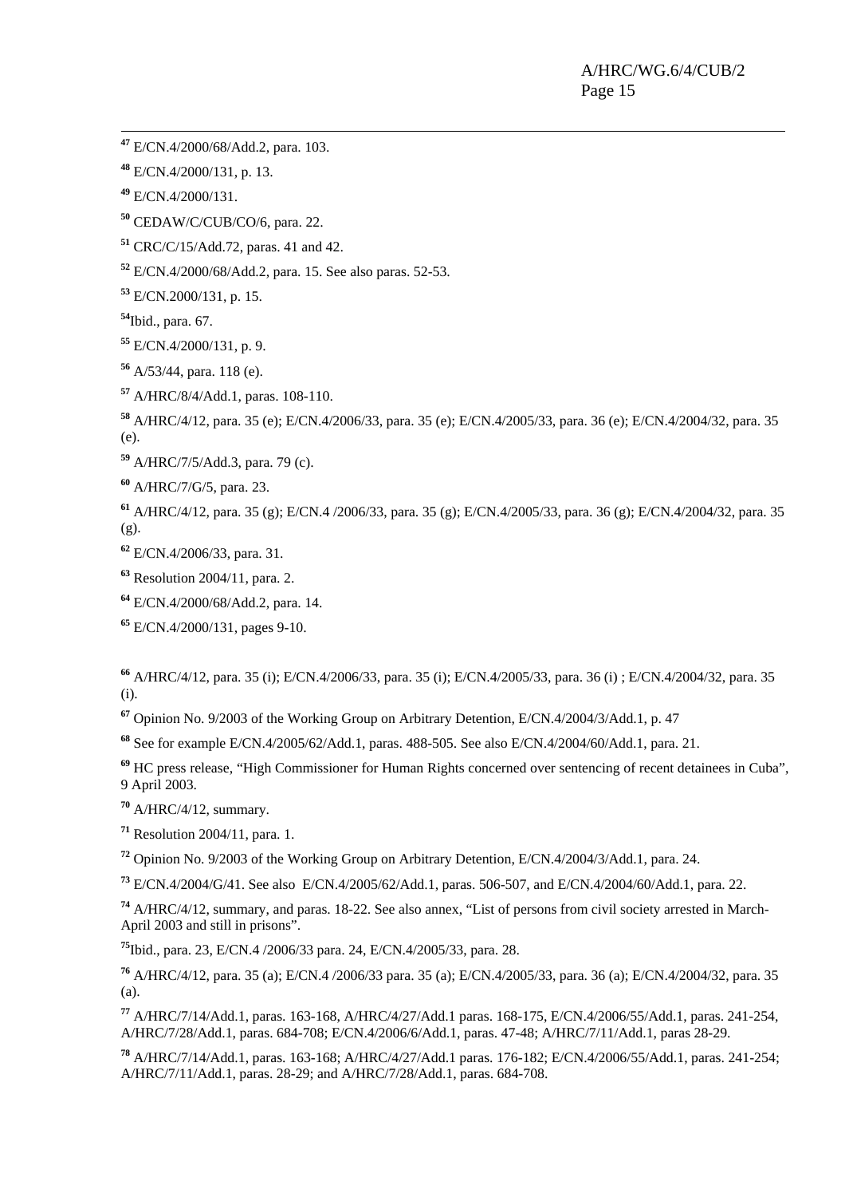[47] E/CN.4/2000/68/Add.2, para. 103.

[48] E/CN.4/2000/131, p. 13.

[49] E/CN.4/2000/131.

[50] CEDAW/C/CUB/CO/6, para. 22.

[51] CRC/C/15/Add.72, paras. 41 and 42.

[52] E/CN.4/2000/68/Add.2, para. 15. See also paras. 52-53.

[53] E/CN.2000/131, p. 15.

[54] Ibid., para. 67.

[55] E/CN.4/2000/131, p. 9.

[56] A/53/44, para. 118 (e).

[57] A/HRC/8/4/Add.1, paras. 108-110.

[58] A/HRC/4/12, para. 35 (e); E/CN.4/2006/33, para. 35 (e); E/CN.4/2005/33, para. 36 (e); E/CN.4/2004/32, para. 35 (e).

[59] A/HRC/7/5/Add.3, para. 79 (c).

[60] A/HRC/7/G/5, para. 23.

[61] A/HRC/4/12, para. 35 (g); E/CN.4 /2006/33, para. 35 (g); E/CN.4/2005/33, para. 36 (g); E/CN.4/2004/32, para. 35 (g).

[62] E/CN.4/2006/33, para. 31.

[63] Resolution 2004/11, para. 2.

[64] E/CN.4/2000/68/Add.2, para. 14.

[65] E/CN.4/2000/131, pages 9-10.

[66] A/HRC/4/12, para. 35 (i); E/CN.4/2006/33, para. 35 (i); E/CN.4/2005/33, para. 36 (i) ; E/CN.4/2004/32, para. 35 (i).

[67] Opinion No. 9/2003 of the Working Group on Arbitrary Detention, E/CN.4/2004/3/Add.1, p. 47

[68] See for example E/CN.4/2005/62/Add.1, paras. 488-505. See also E/CN.4/2004/60/Add.1, para. 21.

[69] HC press release, "High Commissioner for Human Rights concerned over sentencing of recent detainees in Cuba", 9 April 2003.

[70] A/HRC/4/12, summary.

[71] Resolution 2004/11, para. 1.

[72] Opinion No. 9/2003 of the Working Group on Arbitrary Detention, E/CN.4/2004/3/Add.1, para. 24.

[73] E/CN.4/2004/G/41. See also E/CN.4/2005/62/Add.1, paras. 506-507, and E/CN.4/2004/60/Add.1, para. 22.

[74] A/HRC/4/12, summary, and paras. 18-22. See also annex, "List of persons from civil society arrested in March-April 2003 and still in prisons".

[75] Ibid., para. 23, E/CN.4 /2006/33 para. 24, E/CN.4/2005/33, para. 28.

[76] A/HRC/4/12, para. 35 (a); E/CN.4 /2006/33 para. 35 (a); E/CN.4/2005/33, para. 36 (a); E/CN.4/2004/32, para. 35 (a).

[77] A/HRC/7/14/Add.1, paras. 163-168, A/HRC/4/27/Add.1 paras. 168-175, E/CN.4/2006/55/Add.1, paras. 241-254, A/HRC/7/28/Add.1, paras. 684-708; E/CN.4/2006/6/Add.1, paras. 47-48; A/HRC/7/11/Add.1, paras 28-29.

[78] A/HRC/7/14/Add.1, paras. 163-168; A/HRC/4/27/Add.1 paras. 176-182; E/CN.4/2006/55/Add.1, paras. 241-254; A/HRC/7/11/Add.1, paras. 28-29; and A/HRC/7/28/Add.1, paras. 684-708.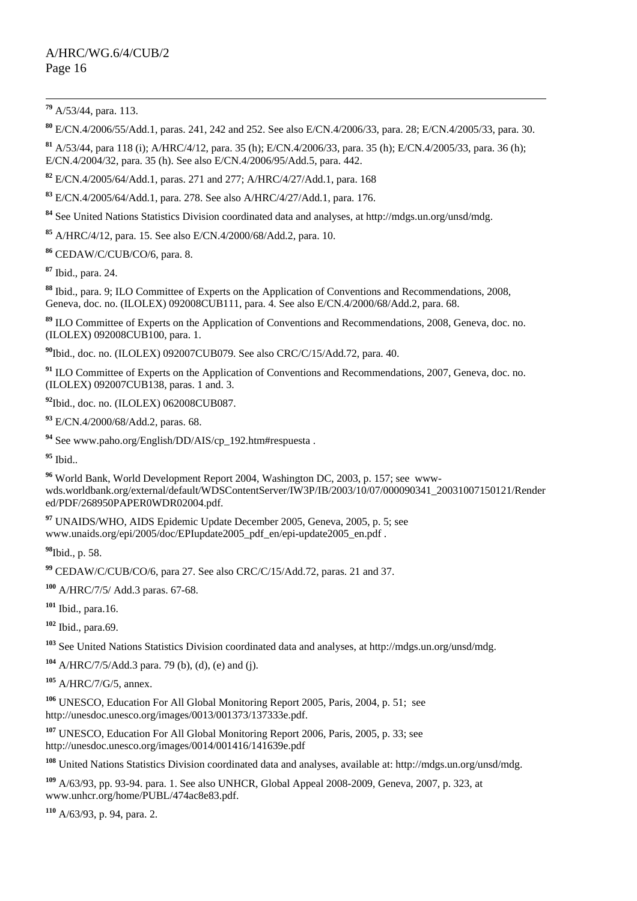[79] A/53/44, para. 113.

[80] E/CN.4/2006/55/Add.1, paras. 241, 242 and 252. See also E/CN.4/2006/33, para. 28; E/CN.4/2005/33, para. 30.

[81] A/53/44, para 118 (i); A/HRC/4/12, para. 35 (h); E/CN.4/2006/33, para. 35 (h); E/CN.4/2005/33, para. 36 (h); E/CN.4/2004/32, para. 35 (h). See also E/CN.4/2006/95/Add.5, para. 442.

[82] E/CN.4/2005/64/Add.1, paras. 271 and 277; A/HRC/4/27/Add.1, para. 168

[83] E/CN.4/2005/64/Add.1, para. 278. See also A/HRC/4/27/Add.1, para. 176.

[84] See United Nations Statistics Division coordinated data and analyses, at http://mdgs.un.org/unsd/mdg.

[85] A/HRC/4/12, para. 15. See also E/CN.4/2000/68/Add.2, para. 10.

[86] CEDAW/C/CUB/CO/6, para. 8.

[87] Ibid., para. 24.

[88] Ibid., para. 9; ILO Committee of Experts on the Application of Conventions and Recommendations, 2008, Geneva, doc. no. (ILOLEX) 092008CUB111, para. 4. See also E/CN.4/2000/68/Add.2, para. 68.

[89] ILO Committee of Experts on the Application of Conventions and Recommendations, 2008, Geneva, doc. no. (ILOLEX) 092008CUB100, para. 1.

[90] Ibid., doc. no. (ILOLEX) 092007CUB079. See also CRC/C/15/Add.72, para. 40.

[91] ILO Committee of Experts on the Application of Conventions and Recommendations, 2007, Geneva, doc. no. (ILOLEX) 092007CUB138, paras. 1 and. 3.

[92] Ibid., doc. no. (ILOLEX) 062008CUB087.

[93] E/CN.4/2000/68/Add.2, paras. 68.

[94] See www.paho.org/English/DD/AIS/cp_192.htm#respuesta .

[95] Ibid..

[96] World Bank, World Development Report 2004, Washington DC, 2003, p. 157; see www-wds.worldbank.org/external/default/WDSContentServer/IW3P/IB/2003/10/07/000090341_20031007150121/Rendered/PDF/268950PAPER0WDR02004.pdf.

[97] UNAIDS/WHO, AIDS Epidemic Update December 2005, Geneva, 2005, p. 5; see www.unaids.org/epi/2005/doc/EPIupdate2005_pdf_en/epi-update2005_en.pdf .

[98] Ibid., p. 58.

[99] CEDAW/C/CUB/CO/6, para 27. See also CRC/C/15/Add.72, paras. 21 and 37.

[100] A/HRC/7/5/ Add.3 paras. 67-68.

[101] Ibid., para.16.

[102] Ibid., para.69.

[103] See United Nations Statistics Division coordinated data and analyses, at http://mdgs.un.org/unsd/mdg.

[104] A/HRC/7/5/Add.3 para. 79 (b), (d), (e) and (j).

[105] A/HRC/7/G/5, annex.

[106] UNESCO, Education For All Global Monitoring Report 2005, Paris, 2004, p. 51; see http://unesdoc.unesco.org/images/0013/001373/137333e.pdf.

[107] UNESCO, Education For All Global Monitoring Report 2006, Paris, 2005, p. 33; see http://unesdoc.unesco.org/images/0014/001416/141639e.pdf

[108] United Nations Statistics Division coordinated data and analyses, available at: http://mdgs.un.org/unsd/mdg.

[109] A/63/93, pp. 93-94. para. 1. See also UNHCR, Global Appeal 2008-2009, Geneva, 2007, p. 323, at www.unhcr.org/home/PUBL/474ac8e83.pdf.

[110] A/63/93, p. 94, para. 2.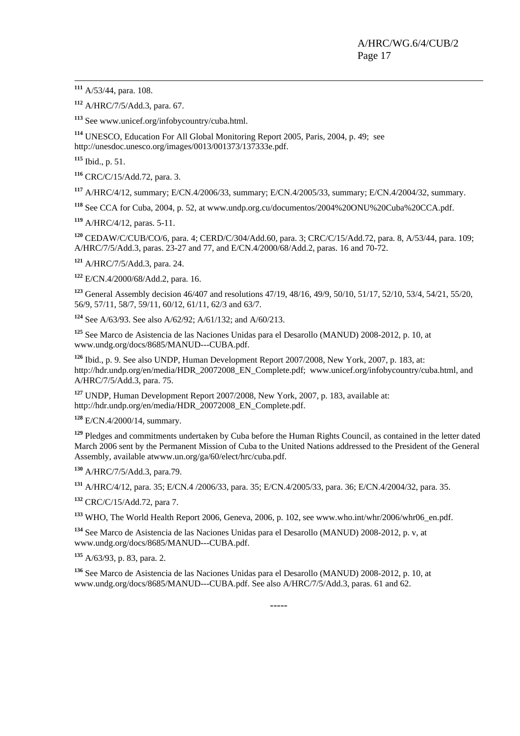[111] A/53/44, para. 108.

[112] A/HRC/7/5/Add.3, para. 67.

[113] See www.unicef.org/infobycountry/cuba.html.

[114] UNESCO, Education For All Global Monitoring Report 2005, Paris, 2004, p. 49; see http://unesdoc.unesco.org/images/0013/001373/137333e.pdf.

[115] Ibid., p. 51.

[116] CRC/C/15/Add.72, para. 3.

[117] A/HRC/4/12, summary; E/CN.4/2006/33, summary; E/CN.4/2005/33, summary; E/CN.4/2004/32, summary.

[118] See CCA for Cuba, 2004, p. 52, at www.undp.org.cu/documentos/2004%20ONU%20Cuba%20CCA.pdf.

[119] A/HRC/4/12, paras. 5-11.

[120] CEDAW/C/CUB/CO/6, para. 4; CERD/C/304/Add.60, para. 3; CRC/C/15/Add.72, para. 8, A/53/44, para. 109; A/HRC/7/5/Add.3, paras. 23-27 and 77, and E/CN.4/2000/68/Add.2, paras. 16 and 70-72.

[121] A/HRC/7/5/Add.3, para. 24.

[122] E/CN.4/2000/68/Add.2, para. 16.

[123] General Assembly decision 46/407 and resolutions 47/19, 48/16, 49/9, 50/10, 51/17, 52/10, 53/4, 54/21, 55/20, 56/9, 57/11, 58/7, 59/11, 60/12, 61/11, 62/3 and 63/7.

[124] See A/63/93. See also A/62/92; A/61/132; and A/60/213.

[125] See Marco de Asistencia de las Naciones Unidas para el Desarollo (MANUD) 2008-2012, p. 10, at www.undg.org/docs/8685/MANUD---CUBA.pdf.

[126] Ibid., p. 9. See also UNDP, Human Development Report 2007/2008, New York, 2007, p. 183, at: http://hdr.undp.org/en/media/HDR_20072008_EN_Complete.pdf; www.unicef.org/infobycountry/cuba.html, and A/HRC/7/5/Add.3, para. 75.

[127] UNDP, Human Development Report 2007/2008, New York, 2007, p. 183, available at: http://hdr.undp.org/en/media/HDR_20072008_EN_Complete.pdf.

[128] E/CN.4/2000/14, summary.

[129] Pledges and commitments undertaken by Cuba before the Human Rights Council, as contained in the letter dated March 2006 sent by the Permanent Mission of Cuba to the United Nations addressed to the President of the General Assembly, available atwww.un.org/ga/60/elect/hrc/cuba.pdf.

[130] A/HRC/7/5/Add.3, para.79.

[131] A/HRC/4/12, para. 35; E/CN.4 /2006/33, para. 35; E/CN.4/2005/33, para. 36; E/CN.4/2004/32, para. 35.

[132] CRC/C/15/Add.72, para 7.

[133] WHO, The World Health Report 2006, Geneva, 2006, p. 102, see www.who.int/whr/2006/whr06_en.pdf.

[134] See Marco de Asistencia de las Naciones Unidas para el Desarollo (MANUD) 2008-2012, p. v, at www.undg.org/docs/8685/MANUD---CUBA.pdf.

[135] A/63/93, p. 83, para. 2.

[136] See Marco de Asistencia de las Naciones Unidas para el Desarollo (MANUD) 2008-2012, p. 10, at www.undg.org/docs/8685/MANUD---CUBA.pdf. See also A/HRC/7/5/Add.3, paras. 61 and 62.

-----